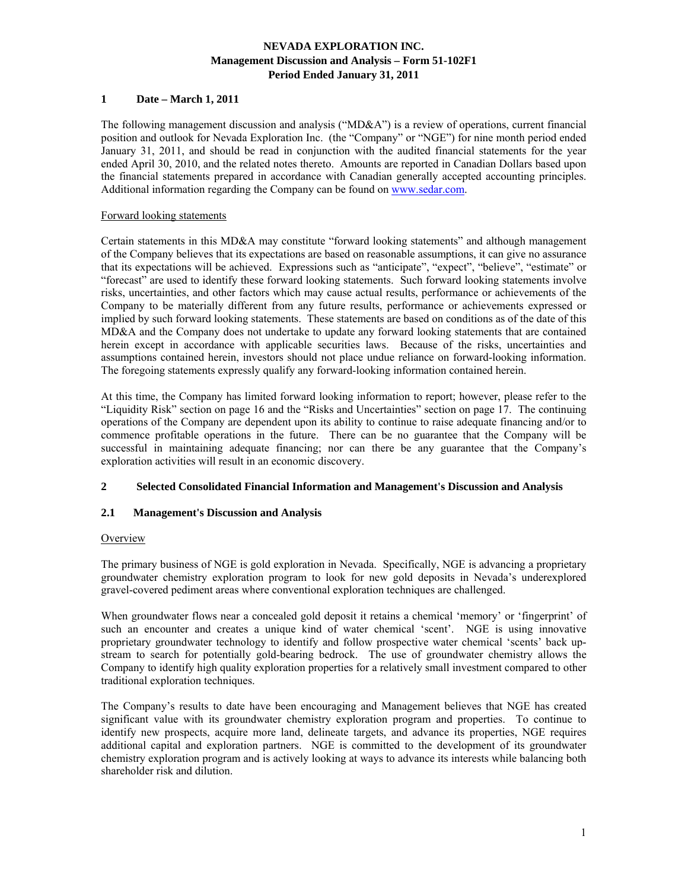# NEVADA EXPLORATION INC.
## Management Discussion and Analysis – Form 51-102F1
## Period Ended January 31, 2011

## 1 Date – March 1, 2011

The following management discussion and analysis ("MD&A") is a review of operations, current financial position and outlook for Nevada Exploration Inc. (the "Company" or "NGE") for nine month period ended January 31, 2011, and should be read in conjunction with the audited financial statements for the year ended April 30, 2010, and the related notes thereto. Amounts are reported in Canadian Dollars based upon the financial statements prepared in accordance with Canadian generally accepted accounting principles. Additional information regarding the Company can be found on www.sedar.com.

Forward looking statements

Certain statements in this MD&A may constitute "forward looking statements" and although management of the Company believes that its expectations are based on reasonable assumptions, it can give no assurance that its expectations will be achieved. Expressions such as "anticipate", "expect", "believe", "estimate" or "forecast" are used to identify these forward looking statements. Such forward looking statements involve risks, uncertainties, and other factors which may cause actual results, performance or achievements of the Company to be materially different from any future results, performance or achievements expressed or implied by such forward looking statements. These statements are based on conditions as of the date of this MD&A and the Company does not undertake to update any forward looking statements that are contained herein except in accordance with applicable securities laws. Because of the risks, uncertainties and assumptions contained herein, investors should not place undue reliance on forward-looking information. The foregoing statements expressly qualify any forward-looking information contained herein.

At this time, the Company has limited forward looking information to report; however, please refer to the "Liquidity Risk" section on page 16 and the "Risks and Uncertainties" section on page 17. The continuing operations of the Company are dependent upon its ability to continue to raise adequate financing and/or to commence profitable operations in the future. There can be no guarantee that the Company will be successful in maintaining adequate financing; nor can there be any guarantee that the Company's exploration activities will result in an economic discovery.

## 2 Selected Consolidated Financial Information and Management's Discussion and Analysis

### 2.1 Management's Discussion and Analysis

Overview

The primary business of NGE is gold exploration in Nevada. Specifically, NGE is advancing a proprietary groundwater chemistry exploration program to look for new gold deposits in Nevada's underexplored gravel-covered pediment areas where conventional exploration techniques are challenged.

When groundwater flows near a concealed gold deposit it retains a chemical 'memory' or 'fingerprint' of such an encounter and creates a unique kind of water chemical 'scent'. NGE is using innovative proprietary groundwater technology to identify and follow prospective water chemical 'scents' back up-stream to search for potentially gold-bearing bedrock. The use of groundwater chemistry allows the Company to identify high quality exploration properties for a relatively small investment compared to other traditional exploration techniques.

The Company's results to date have been encouraging and Management believes that NGE has created significant value with its groundwater chemistry exploration program and properties. To continue to identify new prospects, acquire more land, delineate targets, and advance its properties, NGE requires additional capital and exploration partners. NGE is committed to the development of its groundwater chemistry exploration program and is actively looking at ways to advance its interests while balancing both shareholder risk and dilution.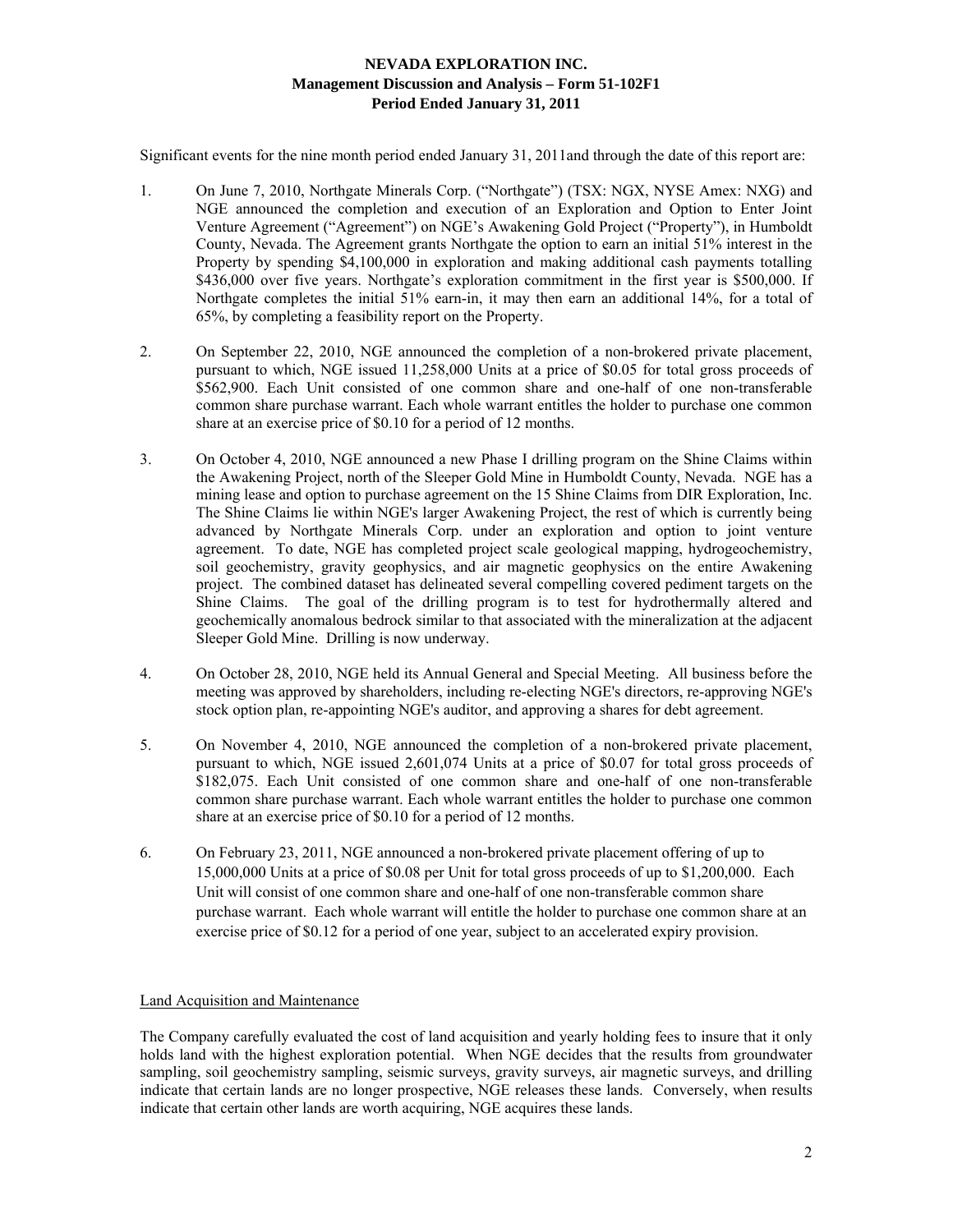Significant events for the nine month period ended January 31, 2011and through the date of this report are:

1. On June 7, 2010, Northgate Minerals Corp. ("Northgate") (TSX: NGX, NYSE Amex: NXG) and NGE announced the completion and execution of an Exploration and Option to Enter Joint Venture Agreement ("Agreement") on NGE's Awakening Gold Project ("Property"), in Humboldt County, Nevada. The Agreement grants Northgate the option to earn an initial 51% interest in the Property by spending $4,100,000 in exploration and making additional cash payments totalling $436,000 over five years. Northgate's exploration commitment in the first year is $500,000. If Northgate completes the initial 51% earn-in, it may then earn an additional 14%, for a total of 65%, by completing a feasibility report on the Property.

2. On September 22, 2010, NGE announced the completion of a non-brokered private placement, pursuant to which, NGE issued 11,258,000 Units at a price of $0.05 for total gross proceeds of $562,900. Each Unit consisted of one common share and one-half of one non-transferable common share purchase warrant. Each whole warrant entitles the holder to purchase one common share at an exercise price of $0.10 for a period of 12 months.

3. On October 4, 2010, NGE announced a new Phase I drilling program on the Shine Claims within the Awakening Project, north of the Sleeper Gold Mine in Humboldt County, Nevada. NGE has a mining lease and option to purchase agreement on the 15 Shine Claims from DIR Exploration, Inc. The Shine Claims lie within NGE's larger Awakening Project, the rest of which is currently being advanced by Northgate Minerals Corp. under an exploration and option to joint venture agreement. To date, NGE has completed project scale geological mapping, hydrogeochemistry, soil geochemistry, gravity geophysics, and air magnetic geophysics on the entire Awakening project. The combined dataset has delineated several compelling covered pediment targets on the Shine Claims. The goal of the drilling program is to test for hydrothermally altered and geochemically anomalous bedrock similar to that associated with the mineralization at the adjacent Sleeper Gold Mine. Drilling is now underway.

4. On October 28, 2010, NGE held its Annual General and Special Meeting. All business before the meeting was approved by shareholders, including re-electing NGE's directors, re-approving NGE's stock option plan, re-appointing NGE's auditor, and approving a shares for debt agreement.

5. On November 4, 2010, NGE announced the completion of a non-brokered private placement, pursuant to which, NGE issued 2,601,074 Units at a price of $0.07 for total gross proceeds of $182,075. Each Unit consisted of one common share and one-half of one non-transferable common share purchase warrant. Each whole warrant entitles the holder to purchase one common share at an exercise price of $0.10 for a period of 12 months.

6. On February 23, 2011, NGE announced a non-brokered private placement offering of up to 15,000,000 Units at a price of $0.08 per Unit for total gross proceeds of up to $1,200,000. Each Unit will consist of one common share and one-half of one non-transferable common share purchase warrant. Each whole warrant will entitle the holder to purchase one common share at an exercise price of $0.12 for a period of one year, subject to an accelerated expiry provision.

## Land Acquisition and Maintenance

The Company carefully evaluated the cost of land acquisition and yearly holding fees to insure that it only holds land with the highest exploration potential. When NGE decides that the results from groundwater sampling, soil geochemistry sampling, seismic surveys, gravity surveys, air magnetic surveys, and drilling indicate that certain lands are no longer prospective, NGE releases these lands. Conversely, when results indicate that certain other lands are worth acquiring, NGE acquires these lands.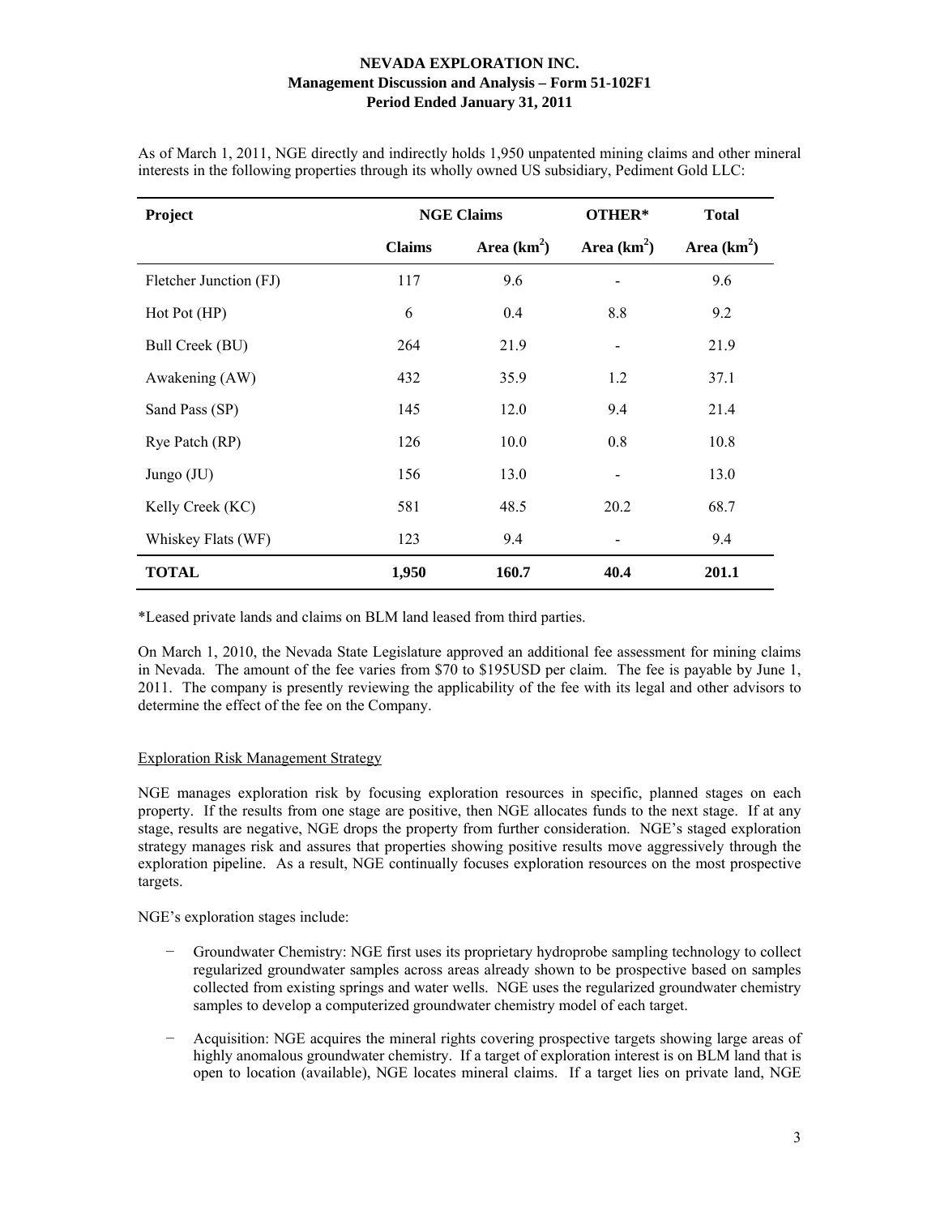As of March 1, 2011, NGE directly and indirectly holds 1,950 unpatented mining claims and other mineral interests in the following properties through its wholly owned US subsidiary, Pediment Gold LLC:

| Project | NGE Claims | | OTHER* | Total |
|---|---|---|---|---|
| | Claims | Area (km$^2$) | Area (km$^2$) | Area (km$^2$) |
| Fletcher Junction (FJ) | 117 | 9.6 | - | 9.6 |
| Hot Pot (HP) | 6 | 0.4 | 8.8 | 9.2 |
| Bull Creek (BU) | 264 | 21.9 | - | 21.9 |
| Awakening (AW) | 432 | 35.9 | 1.2 | 37.1 |
| Sand Pass (SP) | 145 | 12.0 | 9.4 | 21.4 |
| Rye Patch (RP) | 126 | 10.0 | 0.8 | 10.8 |
| Jungo (JU) | 156 | 13.0 | - | 13.0 |
| Kelly Creek (KC) | 581 | 48.5 | 20.2 | 68.7 |
| Whiskey Flats (WF) | 123 | 9.4 | - | 9.4 |
| **TOTAL** | **1,950** | **160.7** | **40.4** | **201.1** |

*Leased private lands and claims on BLM land leased from third parties.

On March 1, 2010, the Nevada State Legislature approved an additional fee assessment for mining claims in Nevada. The amount of the fee varies from $70 to $195USD per claim. The fee is payable by June 1, 2011. The company is presently reviewing the applicability of the fee with its legal and other advisors to determine the effect of the fee on the Company.

## Exploration Risk Management Strategy

NGE manages exploration risk by focusing exploration resources in specific, planned stages on each property. If the results from one stage are positive, then NGE allocates funds to the next stage. If at any stage, results are negative, NGE drops the property from further consideration. NGE's staged exploration strategy manages risk and assures that properties showing positive results move aggressively through the exploration pipeline. As a result, NGE continually focuses exploration resources on the most prospective targets.

NGE's exploration stages include:

- Groundwater Chemistry: NGE first uses its proprietary hydroprobe sampling technology to collect regularized groundwater samples across areas already shown to be prospective based on samples collected from existing springs and water wells. NGE uses the regularized groundwater chemistry samples to develop a computerized groundwater chemistry model of each target.
- Acquisition: NGE acquires the mineral rights covering prospective targets showing large areas of highly anomalous groundwater chemistry. If a target of exploration interest is on BLM land that is open to location (available), NGE locates mineral claims. If a target lies on private land, NGE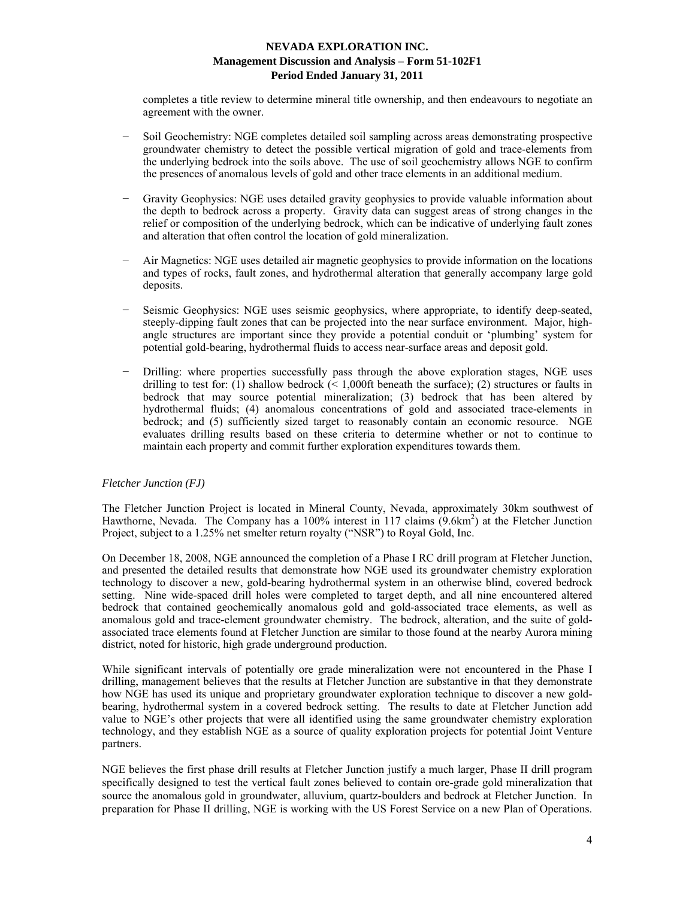completes a title review to determine mineral title ownership, and then endeavours to negotiate an agreement with the owner.

- Soil Geochemistry: NGE completes detailed soil sampling across areas demonstrating prospective groundwater chemistry to detect the possible vertical migration of gold and trace-elements from the underlying bedrock into the soils above. The use of soil geochemistry allows NGE to confirm the presences of anomalous levels of gold and other trace elements in an additional medium.

- Gravity Geophysics: NGE uses detailed gravity geophysics to provide valuable information about the depth to bedrock across a property. Gravity data can suggest areas of strong changes in the relief or composition of the underlying bedrock, which can be indicative of underlying fault zones and alteration that often control the location of gold mineralization.

- Air Magnetics: NGE uses detailed air magnetic geophysics to provide information on the locations and types of rocks, fault zones, and hydrothermal alteration that generally accompany large gold deposits.

- Seismic Geophysics: NGE uses seismic geophysics, where appropriate, to identify deep-seated, steeply-dipping fault zones that can be projected into the near surface environment. Major, high-angle structures are important since they provide a potential conduit or 'plumbing' system for potential gold-bearing, hydrothermal fluids to access near-surface areas and deposit gold.

- Drilling: where properties successfully pass through the above exploration stages, NGE uses drilling to test for: (1) shallow bedrock (< 1,000ft beneath the surface); (2) structures or faults in bedrock that may source potential mineralization; (3) bedrock that has been altered by hydrothermal fluids; (4) anomalous concentrations of gold and associated trace-elements in bedrock; and (5) sufficiently sized target to reasonably contain an economic resource. NGE evaluates drilling results based on these criteria to determine whether or not to continue to maintain each property and commit further exploration expenditures towards them.

*Fletcher Junction (FJ)*

The Fletcher Junction Project is located in Mineral County, Nevada, approximately 30km southwest of Hawthorne, Nevada. The Company has a 100% interest in 117 claims (9.6km$^2$) at the Fletcher Junction Project, subject to a 1.25% net smelter return royalty ("NSR") to Royal Gold, Inc.

On December 18, 2008, NGE announced the completion of a Phase I RC drill program at Fletcher Junction, and presented the detailed results that demonstrate how NGE used its groundwater chemistry exploration technology to discover a new, gold-bearing hydrothermal system in an otherwise blind, covered bedrock setting. Nine wide-spaced drill holes were completed to target depth, and all nine encountered altered bedrock that contained geochemically anomalous gold and gold-associated trace elements, as well as anomalous gold and trace-element groundwater chemistry. The bedrock, alteration, and the suite of gold-associated trace elements found at Fletcher Junction are similar to those found at the nearby Aurora mining district, noted for historic, high grade underground production.

While significant intervals of potentially ore grade mineralization were not encountered in the Phase I drilling, management believes that the results at Fletcher Junction are substantive in that they demonstrate how NGE has used its unique and proprietary groundwater exploration technique to discover a new gold-bearing, hydrothermal system in a covered bedrock setting. The results to date at Fletcher Junction add value to NGE's other projects that were all identified using the same groundwater chemistry exploration technology, and they establish NGE as a source of quality exploration projects for potential Joint Venture partners.

NGE believes the first phase drill results at Fletcher Junction justify a much larger, Phase II drill program specifically designed to test the vertical fault zones believed to contain ore-grade gold mineralization that source the anomalous gold in groundwater, alluvium, quartz-boulders and bedrock at Fletcher Junction. In preparation for Phase II drilling, NGE is working with the US Forest Service on a new Plan of Operations.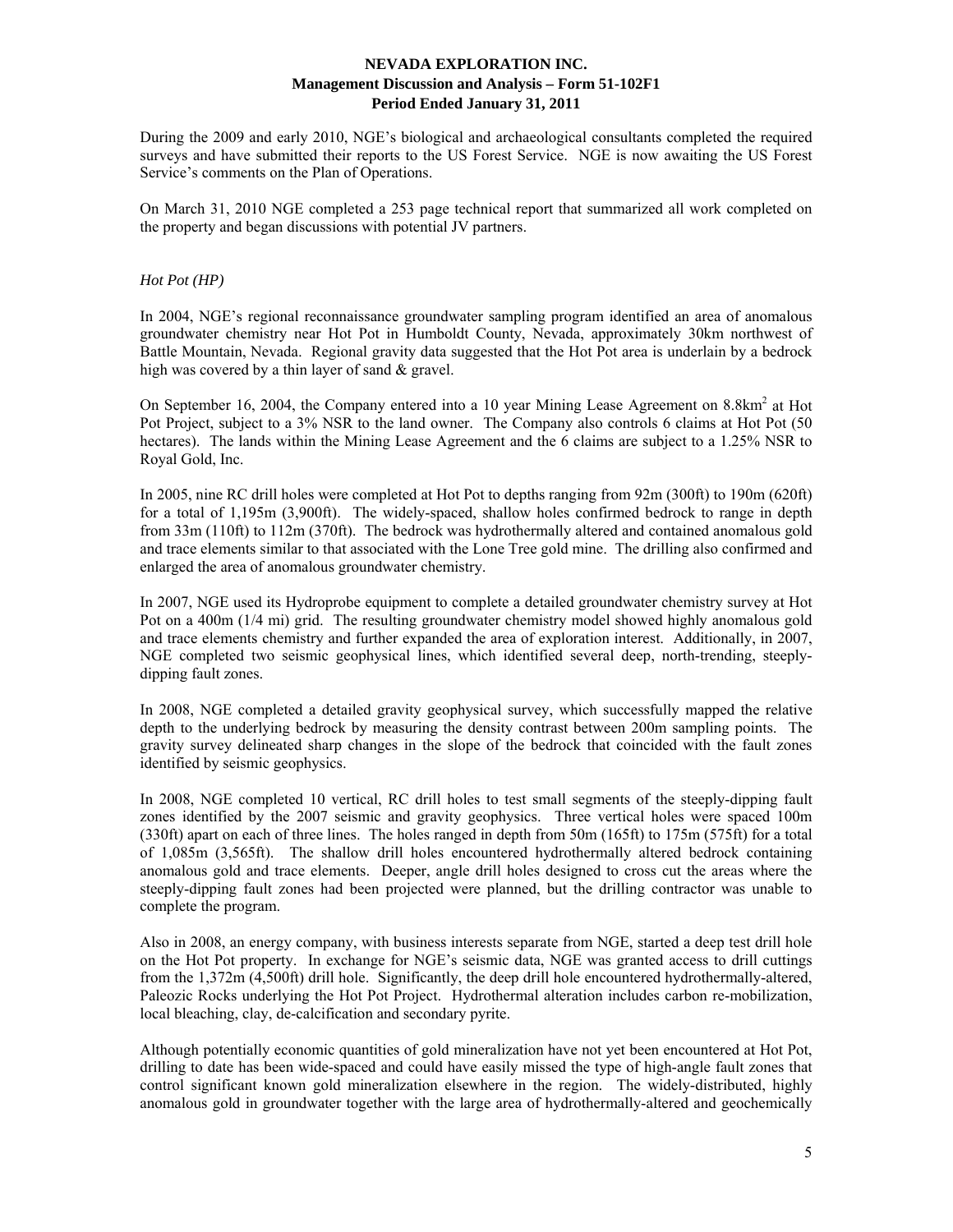During the 2009 and early 2010, NGE's biological and archaeological consultants completed the required surveys and have submitted their reports to the US Forest Service. NGE is now awaiting the US Forest Service's comments on the Plan of Operations.

On March 31, 2010 NGE completed a 253 page technical report that summarized all work completed on the property and began discussions with potential JV partners.

*Hot Pot (HP)*

In 2004, NGE's regional reconnaissance groundwater sampling program identified an area of anomalous groundwater chemistry near Hot Pot in Humboldt County, Nevada, approximately 30km northwest of Battle Mountain, Nevada. Regional gravity data suggested that the Hot Pot area is underlain by a bedrock high was covered by a thin layer of sand & gravel.

On September 16, 2004, the Company entered into a 10 year Mining Lease Agreement on 8.8km$^2$ at Hot Pot Project, subject to a 3% NSR to the land owner. The Company also controls 6 claims at Hot Pot (50 hectares). The lands within the Mining Lease Agreement and the 6 claims are subject to a 1.25% NSR to Royal Gold, Inc.

In 2005, nine RC drill holes were completed at Hot Pot to depths ranging from 92m (300ft) to 190m (620ft) for a total of 1,195m (3,900ft). The widely-spaced, shallow holes confirmed bedrock to range in depth from 33m (110ft) to 112m (370ft). The bedrock was hydrothermally altered and contained anomalous gold and trace elements similar to that associated with the Lone Tree gold mine. The drilling also confirmed and enlarged the area of anomalous groundwater chemistry.

In 2007, NGE used its Hydroprobe equipment to complete a detailed groundwater chemistry survey at Hot Pot on a 400m (1/4 mi) grid. The resulting groundwater chemistry model showed highly anomalous gold and trace elements chemistry and further expanded the area of exploration interest. Additionally, in 2007, NGE completed two seismic geophysical lines, which identified several deep, north-trending, steeply-dipping fault zones.

In 2008, NGE completed a detailed gravity geophysical survey, which successfully mapped the relative depth to the underlying bedrock by measuring the density contrast between 200m sampling points. The gravity survey delineated sharp changes in the slope of the bedrock that coincided with the fault zones identified by seismic geophysics.

In 2008, NGE completed 10 vertical, RC drill holes to test small segments of the steeply-dipping fault zones identified by the 2007 seismic and gravity geophysics. Three vertical holes were spaced 100m (330ft) apart on each of three lines. The holes ranged in depth from 50m (165ft) to 175m (575ft) for a total of 1,085m (3,565ft). The shallow drill holes encountered hydrothermally altered bedrock containing anomalous gold and trace elements. Deeper, angle drill holes designed to cross cut the areas where the steeply-dipping fault zones had been projected were planned, but the drilling contractor was unable to complete the program.

Also in 2008, an energy company, with business interests separate from NGE, started a deep test drill hole on the Hot Pot property. In exchange for NGE's seismic data, NGE was granted access to drill cuttings from the 1,372m (4,500ft) drill hole. Significantly, the deep drill hole encountered hydrothermally-altered, Paleozic Rocks underlying the Hot Pot Project. Hydrothermal alteration includes carbon re-mobilization, local bleaching, clay, de-calcification and secondary pyrite.

Although potentially economic quantities of gold mineralization have not yet been encountered at Hot Pot, drilling to date has been wide-spaced and could have easily missed the type of high-angle fault zones that control significant known gold mineralization elsewhere in the region. The widely-distributed, highly anomalous gold in groundwater together with the large area of hydrothermally-altered and geochemically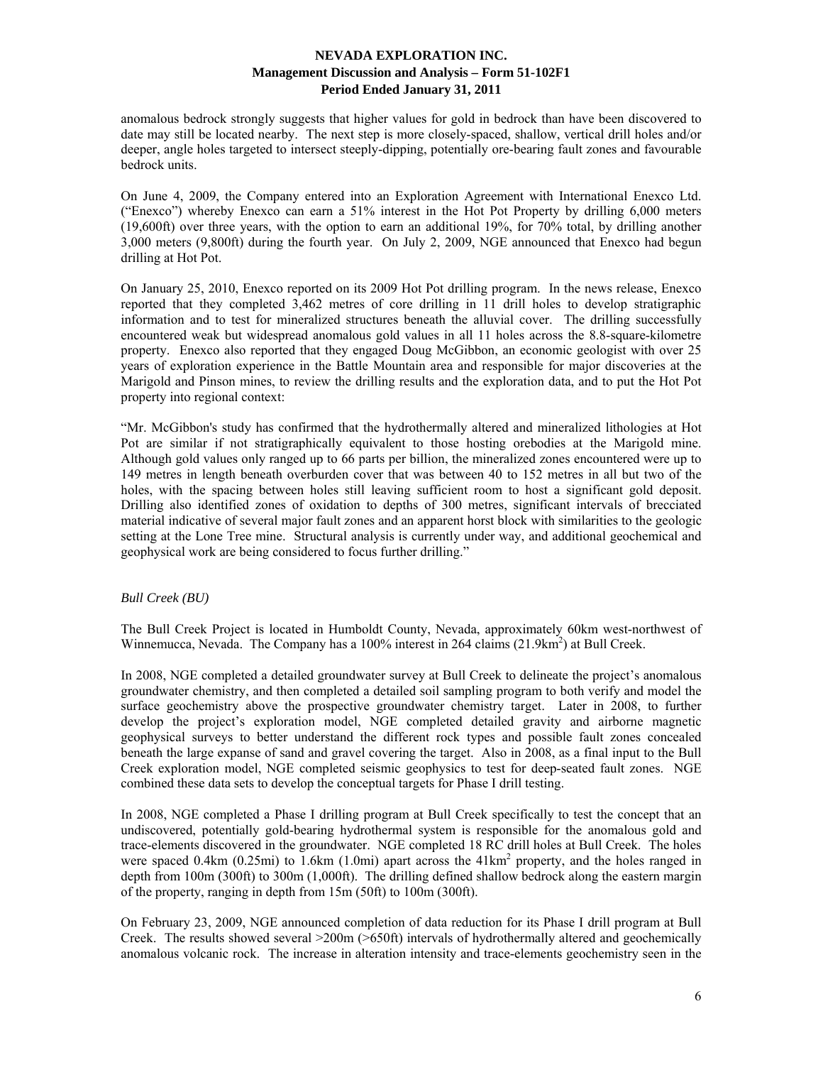anomalous bedrock strongly suggests that higher values for gold in bedrock than have been discovered to date may still be located nearby. The next step is more closely-spaced, shallow, vertical drill holes and/or deeper, angle holes targeted to intersect steeply-dipping, potentially ore-bearing fault zones and favourable bedrock units.

On June 4, 2009, the Company entered into an Exploration Agreement with International Enexco Ltd. ("Enexco") whereby Enexco can earn a 51% interest in the Hot Pot Property by drilling 6,000 meters (19,600ft) over three years, with the option to earn an additional 19%, for 70% total, by drilling another 3,000 meters (9,800ft) during the fourth year. On July 2, 2009, NGE announced that Enexco had begun drilling at Hot Pot.

On January 25, 2010, Enexco reported on its 2009 Hot Pot drilling program. In the news release, Enexco reported that they completed 3,462 metres of core drilling in 11 drill holes to develop stratigraphic information and to test for mineralized structures beneath the alluvial cover. The drilling successfully encountered weak but widespread anomalous gold values in all 11 holes across the 8.8-square-kilometre property. Enexco also reported that they engaged Doug McGibbon, an economic geologist with over 25 years of exploration experience in the Battle Mountain area and responsible for major discoveries at the Marigold and Pinson mines, to review the drilling results and the exploration data, and to put the Hot Pot property into regional context:

"Mr. McGibbon's study has confirmed that the hydrothermally altered and mineralized lithologies at Hot Pot are similar if not stratigraphically equivalent to those hosting orebodies at the Marigold mine. Although gold values only ranged up to 66 parts per billion, the mineralized zones encountered were up to 149 metres in length beneath overburden cover that was between 40 to 152 metres in all but two of the holes, with the spacing between holes still leaving sufficient room to host a significant gold deposit. Drilling also identified zones of oxidation to depths of 300 metres, significant intervals of brecciated material indicative of several major fault zones and an apparent horst block with similarities to the geologic setting at the Lone Tree mine. Structural analysis is currently under way, and additional geochemical and geophysical work are being considered to focus further drilling."

*Bull Creek (BU)*

The Bull Creek Project is located in Humboldt County, Nevada, approximately 60km west-northwest of Winnemucca, Nevada. The Company has a 100% interest in 264 claims (21.9km$^2$) at Bull Creek.

In 2008, NGE completed a detailed groundwater survey at Bull Creek to delineate the project's anomalous groundwater chemistry, and then completed a detailed soil sampling program to both verify and model the surface geochemistry above the prospective groundwater chemistry target. Later in 2008, to further develop the project's exploration model, NGE completed detailed gravity and airborne magnetic geophysical surveys to better understand the different rock types and possible fault zones concealed beneath the large expanse of sand and gravel covering the target. Also in 2008, as a final input to the Bull Creek exploration model, NGE completed seismic geophysics to test for deep-seated fault zones. NGE combined these data sets to develop the conceptual targets for Phase I drill testing.

In 2008, NGE completed a Phase I drilling program at Bull Creek specifically to test the concept that an undiscovered, potentially gold-bearing hydrothermal system is responsible for the anomalous gold and trace-elements discovered in the groundwater. NGE completed 18 RC drill holes at Bull Creek. The holes were spaced 0.4km (0.25mi) to 1.6km (1.0mi) apart across the 41km$^2$ property, and the holes ranged in depth from 100m (300ft) to 300m (1,000ft). The drilling defined shallow bedrock along the eastern margin of the property, ranging in depth from 15m (50ft) to 100m (300ft).

On February 23, 2009, NGE announced completion of data reduction for its Phase I drill program at Bull Creek. The results showed several >200m (>650ft) intervals of hydrothermally altered and geochemically anomalous volcanic rock. The increase in alteration intensity and trace-elements geochemistry seen in the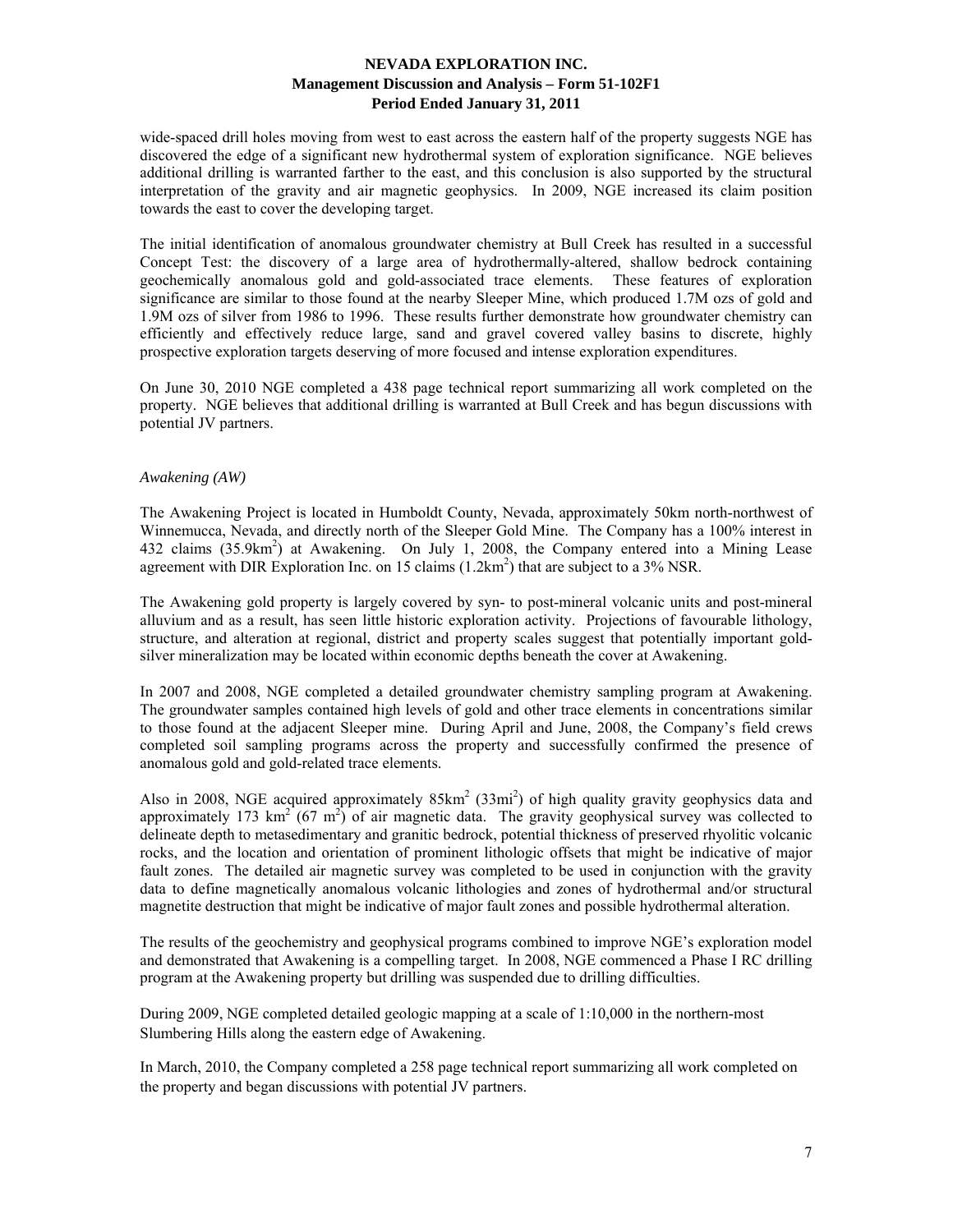wide-spaced drill holes moving from west to east across the eastern half of the property suggests NGE has discovered the edge of a significant new hydrothermal system of exploration significance. NGE believes additional drilling is warranted farther to the east, and this conclusion is also supported by the structural interpretation of the gravity and air magnetic geophysics. In 2009, NGE increased its claim position towards the east to cover the developing target.

The initial identification of anomalous groundwater chemistry at Bull Creek has resulted in a successful Concept Test: the discovery of a large area of hydrothermally-altered, shallow bedrock containing geochemically anomalous gold and gold-associated trace elements. These features of exploration significance are similar to those found at the nearby Sleeper Mine, which produced 1.7M ozs of gold and 1.9M ozs of silver from 1986 to 1996. These results further demonstrate how groundwater chemistry can efficiently and effectively reduce large, sand and gravel covered valley basins to discrete, highly prospective exploration targets deserving of more focused and intense exploration expenditures.

On June 30, 2010 NGE completed a 438 page technical report summarizing all work completed on the property. NGE believes that additional drilling is warranted at Bull Creek and has begun discussions with potential JV partners.

*Awakening (AW)*

The Awakening Project is located in Humboldt County, Nevada, approximately 50km north-northwest of Winnemucca, Nevada, and directly north of the Sleeper Gold Mine. The Company has a 100% interest in 432 claims (35.9km$^2$) at Awakening. On July 1, 2008, the Company entered into a Mining Lease agreement with DIR Exploration Inc. on 15 claims (1.2km$^2$) that are subject to a 3% NSR.

The Awakening gold property is largely covered by syn- to post-mineral volcanic units and post-mineral alluvium and as a result, has seen little historic exploration activity. Projections of favourable lithology, structure, and alteration at regional, district and property scales suggest that potentially important gold-silver mineralization may be located within economic depths beneath the cover at Awakening.

In 2007 and 2008, NGE completed a detailed groundwater chemistry sampling program at Awakening. The groundwater samples contained high levels of gold and other trace elements in concentrations similar to those found at the adjacent Sleeper mine. During April and June, 2008, the Company's field crews completed soil sampling programs across the property and successfully confirmed the presence of anomalous gold and gold-related trace elements.

Also in 2008, NGE acquired approximately 85km$^2$ (33mi$^2$) of high quality gravity geophysics data and approximately 173 km$^2$ (67 m$^2$) of air magnetic data. The gravity geophysical survey was collected to delineate depth to metasedimentary and granitic bedrock, potential thickness of preserved rhyolitic volcanic rocks, and the location and orientation of prominent lithologic offsets that might be indicative of major fault zones. The detailed air magnetic survey was completed to be used in conjunction with the gravity data to define magnetically anomalous volcanic lithologies and zones of hydrothermal and/or structural magnetite destruction that might be indicative of major fault zones and possible hydrothermal alteration.

The results of the geochemistry and geophysical programs combined to improve NGE's exploration model and demonstrated that Awakening is a compelling target. In 2008, NGE commenced a Phase I RC drilling program at the Awakening property but drilling was suspended due to drilling difficulties.

During 2009, NGE completed detailed geologic mapping at a scale of 1:10,000 in the northern-most Slumbering Hills along the eastern edge of Awakening.

In March, 2010, the Company completed a 258 page technical report summarizing all work completed on the property and began discussions with potential JV partners.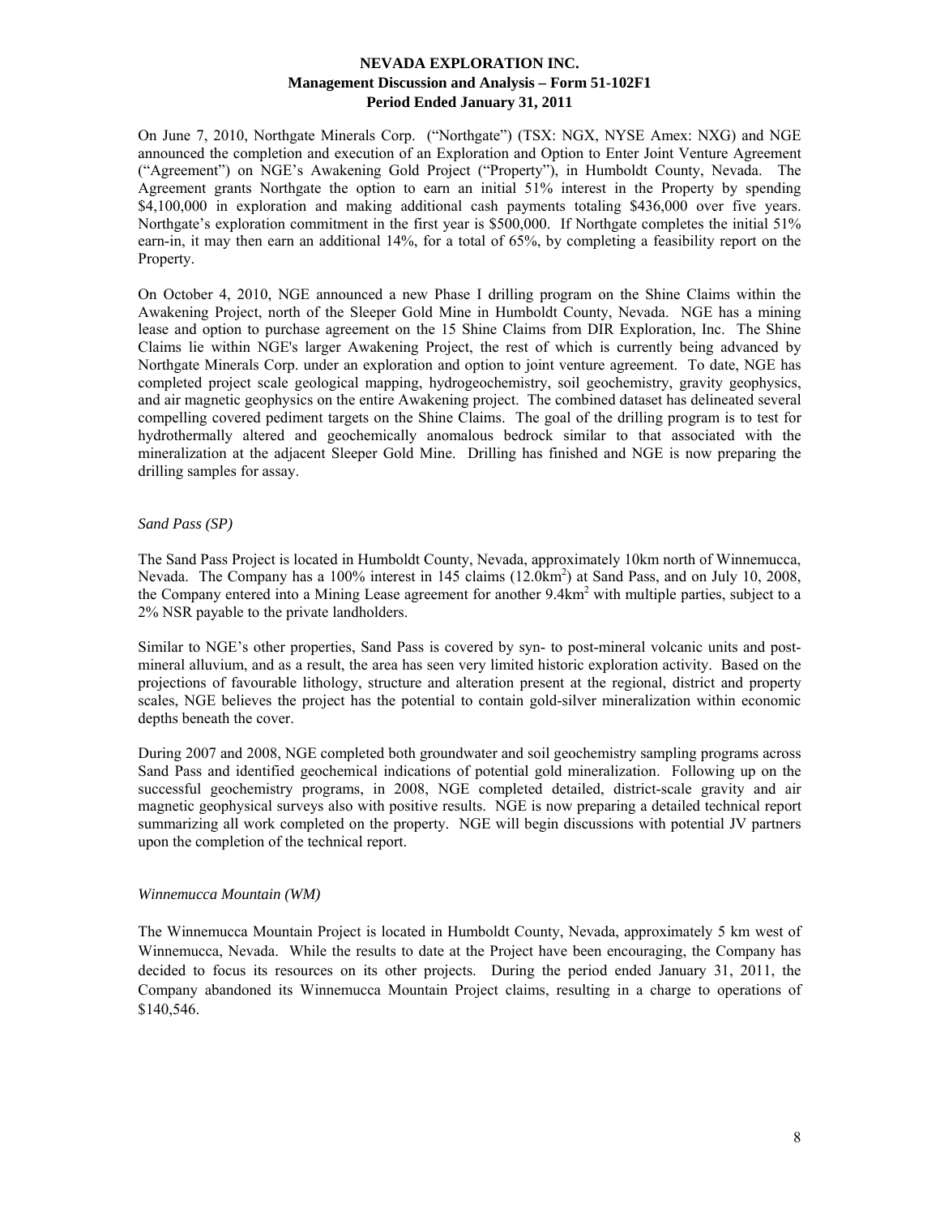On June 7, 2010, Northgate Minerals Corp. ("Northgate") (TSX: NGX, NYSE Amex: NXG) and NGE announced the completion and execution of an Exploration and Option to Enter Joint Venture Agreement ("Agreement") on NGE's Awakening Gold Project ("Property"), in Humboldt County, Nevada. The Agreement grants Northgate the option to earn an initial 51% interest in the Property by spending \$4,100,000 in exploration and making additional cash payments totaling \$436,000 over five years. Northgate's exploration commitment in the first year is \$500,000. If Northgate completes the initial 51% earn-in, it may then earn an additional 14%, for a total of 65%, by completing a feasibility report on the Property.

On October 4, 2010, NGE announced a new Phase I drilling program on the Shine Claims within the Awakening Project, north of the Sleeper Gold Mine in Humboldt County, Nevada. NGE has a mining lease and option to purchase agreement on the 15 Shine Claims from DIR Exploration, Inc. The Shine Claims lie within NGE's larger Awakening Project, the rest of which is currently being advanced by Northgate Minerals Corp. under an exploration and option to joint venture agreement. To date, NGE has completed project scale geological mapping, hydrogeochemistry, soil geochemistry, gravity geophysics, and air magnetic geophysics on the entire Awakening project. The combined dataset has delineated several compelling covered pediment targets on the Shine Claims. The goal of the drilling program is to test for hydrothermally altered and geochemically anomalous bedrock similar to that associated with the mineralization at the adjacent Sleeper Gold Mine. Drilling has finished and NGE is now preparing the drilling samples for assay.

*Sand Pass (SP)*

The Sand Pass Project is located in Humboldt County, Nevada, approximately 10km north of Winnemucca, Nevada. The Company has a 100% interest in 145 claims (12.0km$^2$) at Sand Pass, and on July 10, 2008, the Company entered into a Mining Lease agreement for another 9.4km$^2$ with multiple parties, subject to a 2% NSR payable to the private landholders.

Similar to NGE's other properties, Sand Pass is covered by syn- to post-mineral volcanic units and post-mineral alluvium, and as a result, the area has seen very limited historic exploration activity. Based on the projections of favourable lithology, structure and alteration present at the regional, district and property scales, NGE believes the project has the potential to contain gold-silver mineralization within economic depths beneath the cover.

During 2007 and 2008, NGE completed both groundwater and soil geochemistry sampling programs across Sand Pass and identified geochemical indications of potential gold mineralization. Following up on the successful geochemistry programs, in 2008, NGE completed detailed, district-scale gravity and air magnetic geophysical surveys also with positive results. NGE is now preparing a detailed technical report summarizing all work completed on the property. NGE will begin discussions with potential JV partners upon the completion of the technical report.

*Winnemucca Mountain (WM)*

The Winnemucca Mountain Project is located in Humboldt County, Nevada, approximately 5 km west of Winnemucca, Nevada. While the results to date at the Project have been encouraging, the Company has decided to focus its resources on its other projects. During the period ended January 31, 2011, the Company abandoned its Winnemucca Mountain Project claims, resulting in a charge to operations of \$140,546.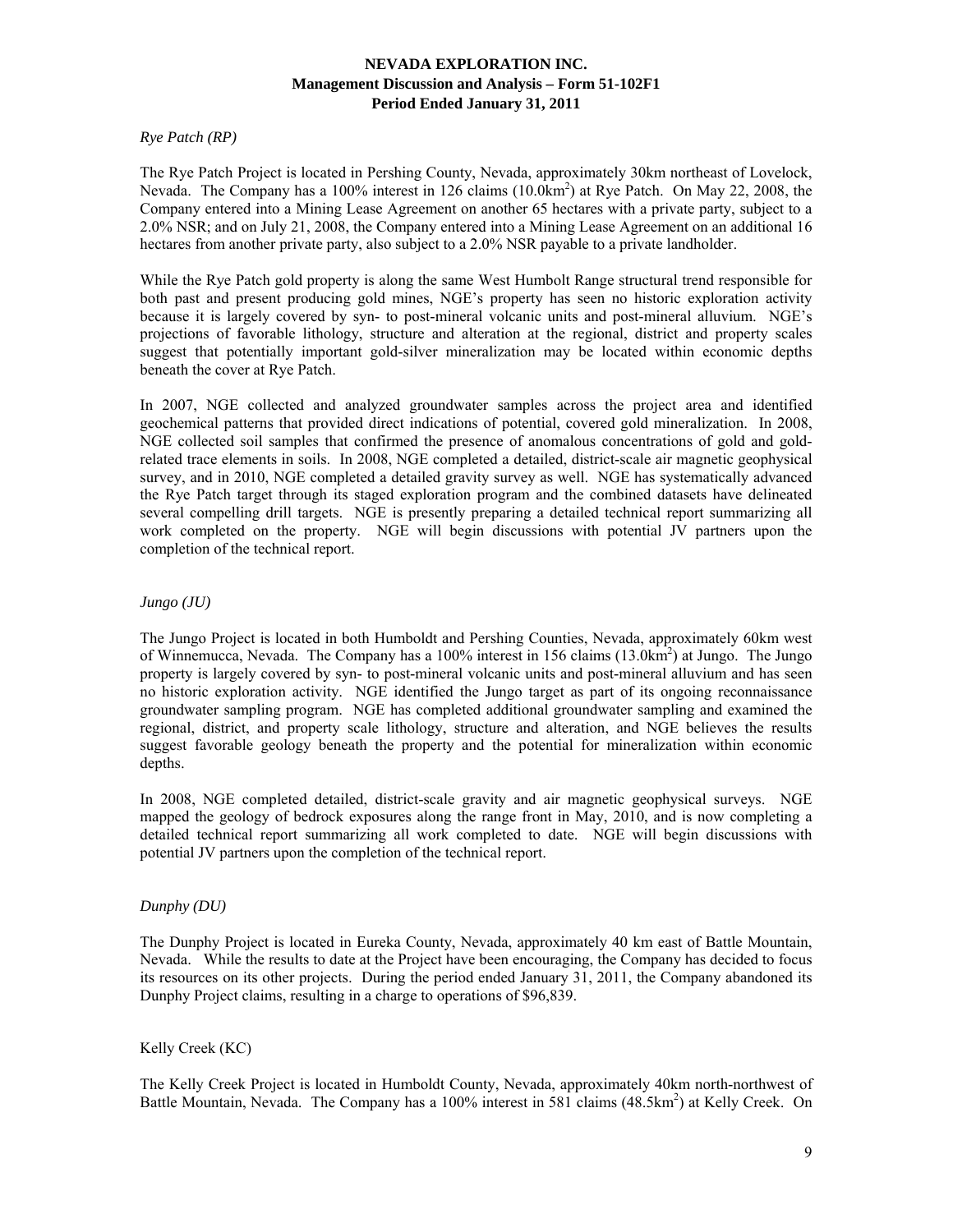*Rye Patch (RP)*

The Rye Patch Project is located in Pershing County, Nevada, approximately 30km northeast of Lovelock, Nevada. The Company has a 100% interest in 126 claims (10.0km$^2$) at Rye Patch. On May 22, 2008, the Company entered into a Mining Lease Agreement on another 65 hectares with a private party, subject to a 2.0% NSR; and on July 21, 2008, the Company entered into a Mining Lease Agreement on an additional 16 hectares from another private party, also subject to a 2.0% NSR payable to a private landholder.

While the Rye Patch gold property is along the same West Humbolt Range structural trend responsible for both past and present producing gold mines, NGE's property has seen no historic exploration activity because it is largely covered by syn- to post-mineral volcanic units and post-mineral alluvium. NGE's projections of favorable lithology, structure and alteration at the regional, district and property scales suggest that potentially important gold-silver mineralization may be located within economic depths beneath the cover at Rye Patch.

In 2007, NGE collected and analyzed groundwater samples across the project area and identified geochemical patterns that provided direct indications of potential, covered gold mineralization. In 2008, NGE collected soil samples that confirmed the presence of anomalous concentrations of gold and gold-related trace elements in soils. In 2008, NGE completed a detailed, district-scale air magnetic geophysical survey, and in 2010, NGE completed a detailed gravity survey as well. NGE has systematically advanced the Rye Patch target through its staged exploration program and the combined datasets have delineated several compelling drill targets. NGE is presently preparing a detailed technical report summarizing all work completed on the property. NGE will begin discussions with potential JV partners upon the completion of the technical report.

*Jungo (JU)*

The Jungo Project is located in both Humboldt and Pershing Counties, Nevada, approximately 60km west of Winnemucca, Nevada. The Company has a 100% interest in 156 claims (13.0km$^2$) at Jungo. The Jungo property is largely covered by syn- to post-mineral volcanic units and post-mineral alluvium and has seen no historic exploration activity. NGE identified the Jungo target as part of its ongoing reconnaissance groundwater sampling program. NGE has completed additional groundwater sampling and examined the regional, district, and property scale lithology, structure and alteration, and NGE believes the results suggest favorable geology beneath the property and the potential for mineralization within economic depths.

In 2008, NGE completed detailed, district-scale gravity and air magnetic geophysical surveys. NGE mapped the geology of bedrock exposures along the range front in May, 2010, and is now completing a detailed technical report summarizing all work completed to date. NGE will begin discussions with potential JV partners upon the completion of the technical report.

*Dunphy (DU)*

The Dunphy Project is located in Eureka County, Nevada, approximately 40 km east of Battle Mountain, Nevada. While the results to date at the Project have been encouraging, the Company has decided to focus its resources on its other projects. During the period ended January 31, 2011, the Company abandoned its Dunphy Project claims, resulting in a charge to operations of $96,839.

Kelly Creek (KC)

The Kelly Creek Project is located in Humboldt County, Nevada, approximately 40km north-northwest of Battle Mountain, Nevada. The Company has a 100% interest in 581 claims (48.5km$^2$) at Kelly Creek. On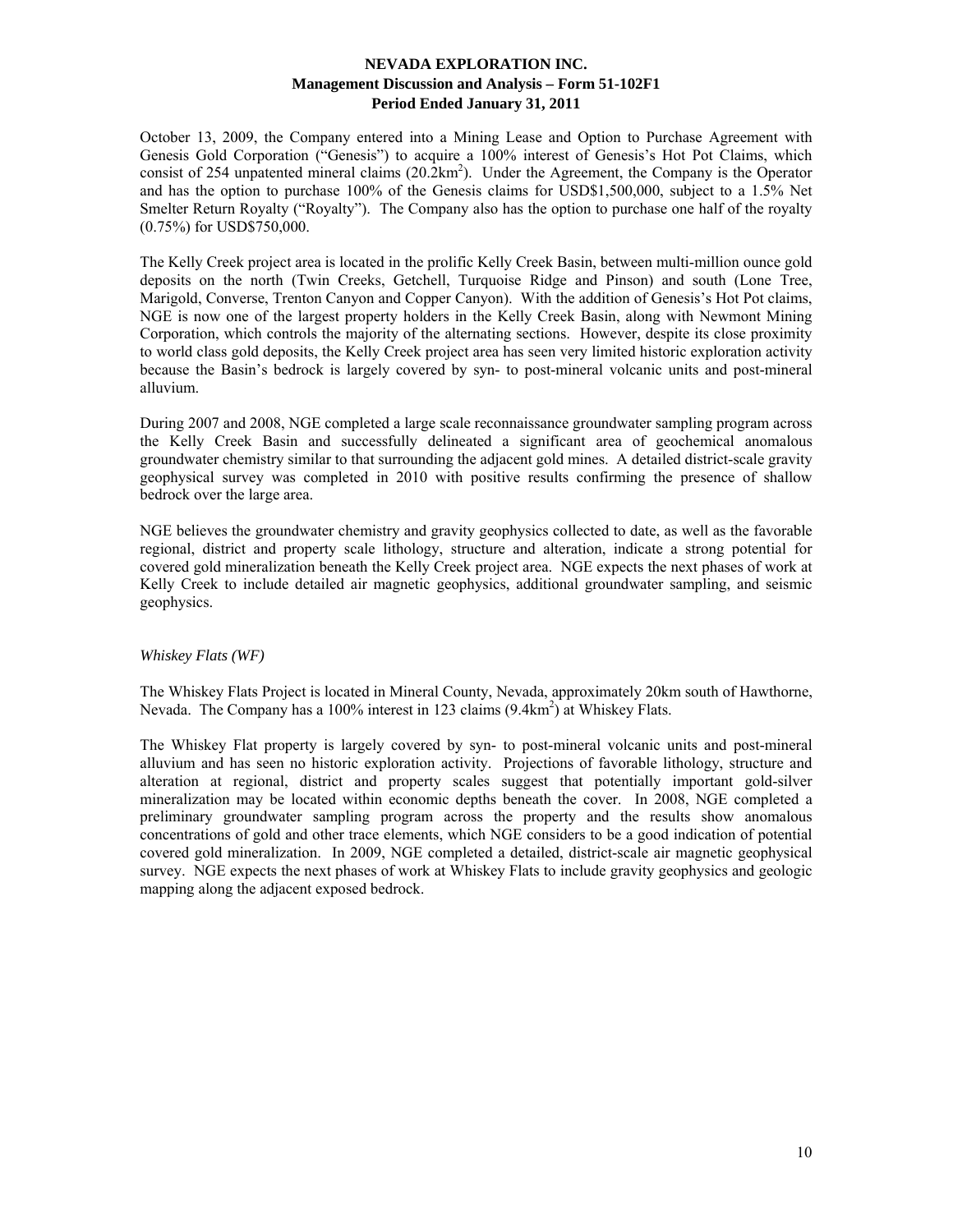October 13, 2009, the Company entered into a Mining Lease and Option to Purchase Agreement with Genesis Gold Corporation ("Genesis") to acquire a 100% interest of Genesis's Hot Pot Claims, which consist of 254 unpatented mineral claims (20.2km$^2$). Under the Agreement, the Company is the Operator and has the option to purchase 100% of the Genesis claims for USD$1,500,000, subject to a 1.5% Net Smelter Return Royalty ("Royalty"). The Company also has the option to purchase one half of the royalty (0.75%) for USD$750,000.

The Kelly Creek project area is located in the prolific Kelly Creek Basin, between multi-million ounce gold deposits on the north (Twin Creeks, Getchell, Turquoise Ridge and Pinson) and south (Lone Tree, Marigold, Converse, Trenton Canyon and Copper Canyon). With the addition of Genesis's Hot Pot claims, NGE is now one of the largest property holders in the Kelly Creek Basin, along with Newmont Mining Corporation, which controls the majority of the alternating sections. However, despite its close proximity to world class gold deposits, the Kelly Creek project area has seen very limited historic exploration activity because the Basin's bedrock is largely covered by syn- to post-mineral volcanic units and post-mineral alluvium.

During 2007 and 2008, NGE completed a large scale reconnaissance groundwater sampling program across the Kelly Creek Basin and successfully delineated a significant area of geochemical anomalous groundwater chemistry similar to that surrounding the adjacent gold mines. A detailed district-scale gravity geophysical survey was completed in 2010 with positive results confirming the presence of shallow bedrock over the large area.

NGE believes the groundwater chemistry and gravity geophysics collected to date, as well as the favorable regional, district and property scale lithology, structure and alteration, indicate a strong potential for covered gold mineralization beneath the Kelly Creek project area. NGE expects the next phases of work at Kelly Creek to include detailed air magnetic geophysics, additional groundwater sampling, and seismic geophysics.

*Whiskey Flats (WF)*

The Whiskey Flats Project is located in Mineral County, Nevada, approximately 20km south of Hawthorne, Nevada. The Company has a 100% interest in 123 claims (9.4km$^2$) at Whiskey Flats.

The Whiskey Flat property is largely covered by syn- to post-mineral volcanic units and post-mineral alluvium and has seen no historic exploration activity. Projections of favorable lithology, structure and alteration at regional, district and property scales suggest that potentially important gold-silver mineralization may be located within economic depths beneath the cover. In 2008, NGE completed a preliminary groundwater sampling program across the property and the results show anomalous concentrations of gold and other trace elements, which NGE considers to be a good indication of potential covered gold mineralization. In 2009, NGE completed a detailed, district-scale air magnetic geophysical survey. NGE expects the next phases of work at Whiskey Flats to include gravity geophysics and geologic mapping along the adjacent exposed bedrock.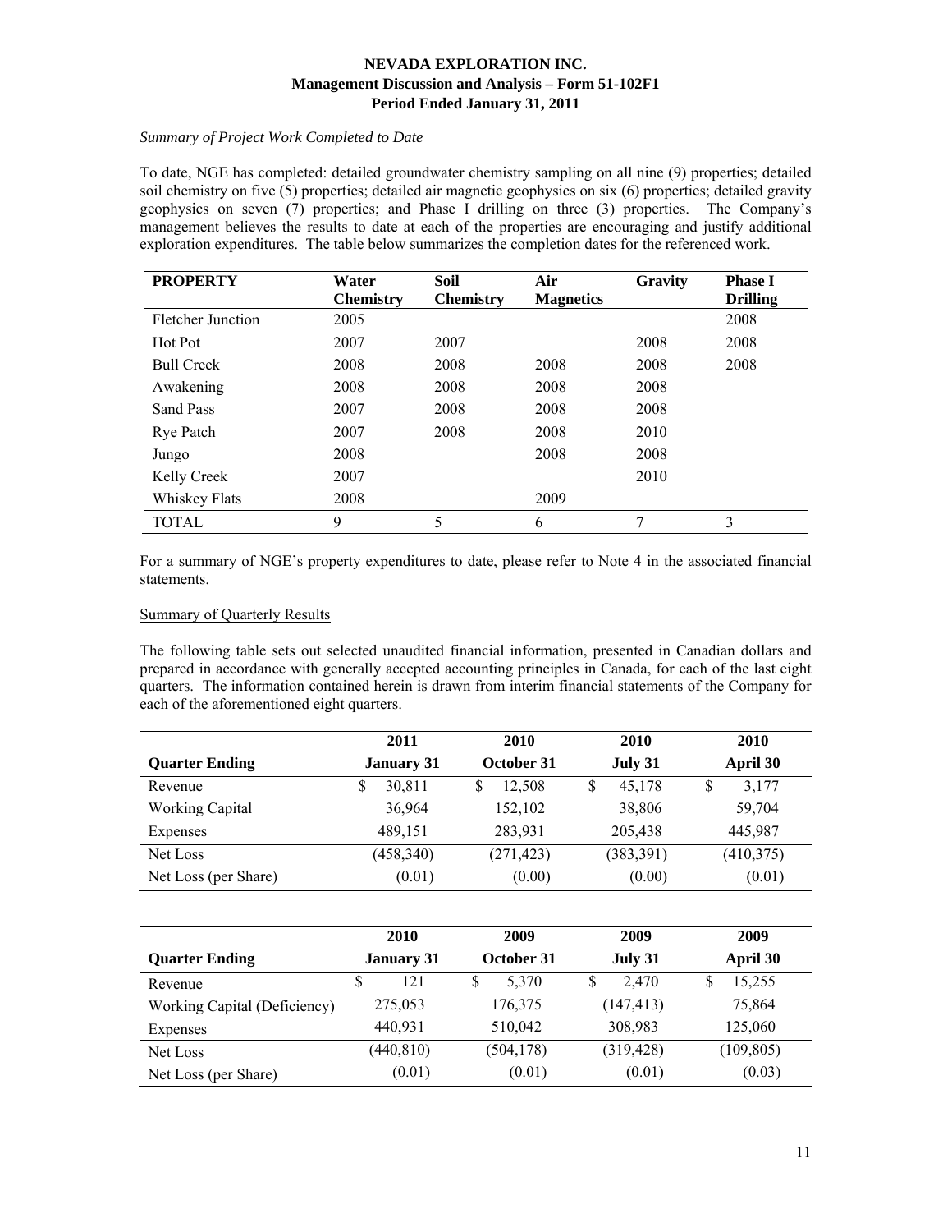*Summary of Project Work Completed to Date*

To date, NGE has completed: detailed groundwater chemistry sampling on all nine (9) properties; detailed soil chemistry on five (5) properties; detailed air magnetic geophysics on six (6) properties; detailed gravity geophysics on seven (7) properties; and Phase I drilling on three (3) properties. The Company's management believes the results to date at each of the properties are encouraging and justify additional exploration expenditures. The table below summarizes the completion dates for the referenced work.

| PROPERTY | Water Chemistry | Soil Chemistry | Air Magnetics | Gravity | Phase I Drilling |
|---|---|---|---|---|---|
| Fletcher Junction | 2005 | | | | 2008 |
| Hot Pot | 2007 | 2007 | | 2008 | 2008 |
| Bull Creek | 2008 | 2008 | 2008 | 2008 | 2008 |
| Awakening | 2008 | 2008 | 2008 | 2008 | |
| Sand Pass | 2007 | 2008 | 2008 | 2008 | |
| Rye Patch | 2007 | 2008 | 2008 | 2010 | |
| Jungo | 2008 | | 2008 | 2008 | |
| Kelly Creek | 2007 | | | 2010 | |
| Whiskey Flats | 2008 | | 2009 | | |
| TOTAL | 9 | 5 | 6 | 7 | 3 |

For a summary of NGE's property expenditures to date, please refer to Note 4 in the associated financial statements.

Summary of Quarterly Results

The following table sets out selected unaudited financial information, presented in Canadian dollars and prepared in accordance with generally accepted accounting principles in Canada, for each of the last eight quarters. The information contained herein is drawn from interim financial statements of the Company for each of the aforementioned eight quarters.

| | 2011 | 2010 | 2010 | 2010 |
|---|---|---|---|---|
| **Quarter Ending** | **January 31** | **October 31** | **July 31** | **April 30** |
| Revenue | $ 30,811 | $ 12,508 | $ 45,178 | $ 3,177 |
| Working Capital | 36,964 | 152,102 | 38,806 | 59,704 |
| Expenses | 489,151 | 283,931 | 205,438 | 445,987 |
| Net Loss | (458,340) | (271,423) | (383,391) | (410,375) |
| Net Loss (per Share) | (0.01) | (0.00) | (0.00) | (0.01) |

| | 2010 | 2009 | 2009 | 2009 |
|---|---|---|---|---|
| **Quarter Ending** | **January 31** | **October 31** | **July 31** | **April 30** |
| Revenue | $ 121 | $ 5,370 | $ 2,470 | $ 15,255 |
| Working Capital (Deficiency) | 275,053 | 176,375 | (147,413) | 75,864 |
| Expenses | 440,931 | 510,042 | 308,983 | 125,060 |
| Net Loss | (440,810) | (504,178) | (319,428) | (109,805) |
| Net Loss (per Share) | (0.01) | (0.01) | (0.01) | (0.03) |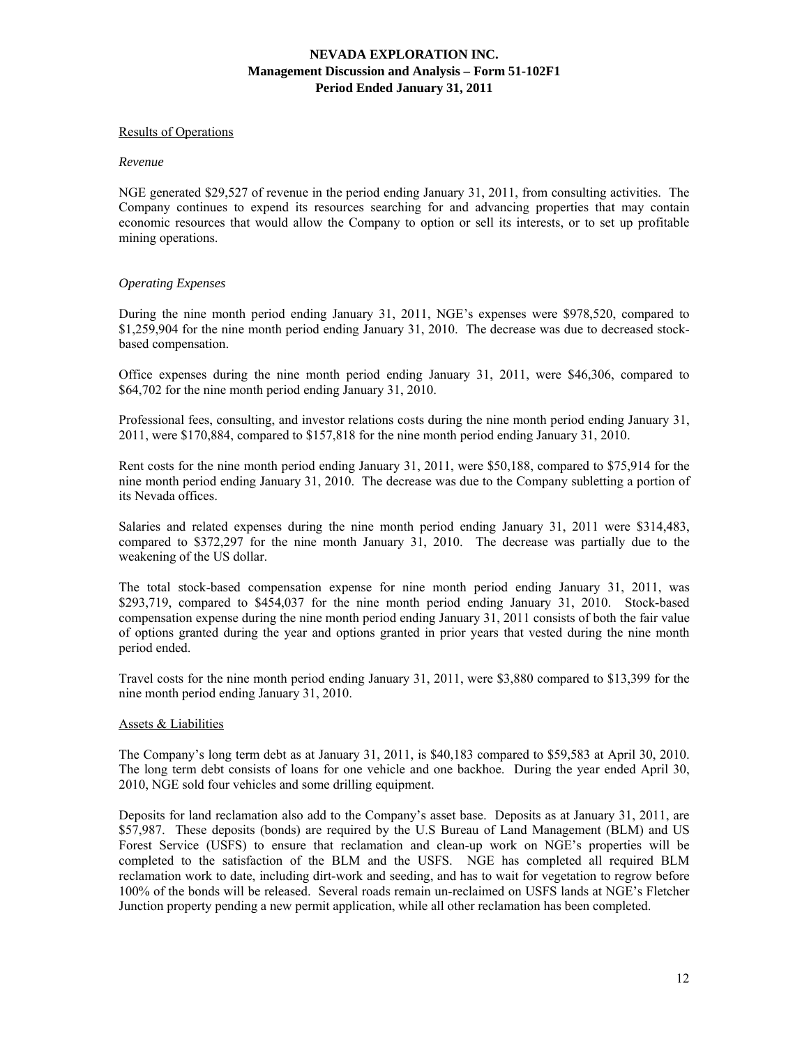Results of Operations

*Revenue*

NGE generated $29,527 of revenue in the period ending January 31, 2011, from consulting activities. The Company continues to expend its resources searching for and advancing properties that may contain economic resources that would allow the Company to option or sell its interests, or to set up profitable mining operations.

*Operating Expenses*

During the nine month period ending January 31, 2011, NGE's expenses were $978,520, compared to $1,259,904 for the nine month period ending January 31, 2010. The decrease was due to decreased stock-based compensation.

Office expenses during the nine month period ending January 31, 2011, were $46,306, compared to $64,702 for the nine month period ending January 31, 2010.

Professional fees, consulting, and investor relations costs during the nine month period ending January 31, 2011, were $170,884, compared to $157,818 for the nine month period ending January 31, 2010.

Rent costs for the nine month period ending January 31, 2011, were $50,188, compared to $75,914 for the nine month period ending January 31, 2010. The decrease was due to the Company subletting a portion of its Nevada offices.

Salaries and related expenses during the nine month period ending January 31, 2011 were $314,483, compared to $372,297 for the nine month January 31, 2010. The decrease was partially due to the weakening of the US dollar.

The total stock-based compensation expense for nine month period ending January 31, 2011, was $293,719, compared to $454,037 for the nine month period ending January 31, 2010. Stock-based compensation expense during the nine month period ending January 31, 2011 consists of both the fair value of options granted during the year and options granted in prior years that vested during the nine month period ended.

Travel costs for the nine month period ending January 31, 2011, were $3,880 compared to $13,399 for the nine month period ending January 31, 2010.

Assets & Liabilities

The Company's long term debt as at January 31, 2011, is $40,183 compared to $59,583 at April 30, 2010. The long term debt consists of loans for one vehicle and one backhoe. During the year ended April 30, 2010, NGE sold four vehicles and some drilling equipment.

Deposits for land reclamation also add to the Company's asset base. Deposits as at January 31, 2011, are $57,987. These deposits (bonds) are required by the U.S Bureau of Land Management (BLM) and US Forest Service (USFS) to ensure that reclamation and clean-up work on NGE's properties will be completed to the satisfaction of the BLM and the USFS. NGE has completed all required BLM reclamation work to date, including dirt-work and seeding, and has to wait for vegetation to regrow before 100% of the bonds will be released. Several roads remain un-reclaimed on USFS lands at NGE's Fletcher Junction property pending a new permit application, while all other reclamation has been completed.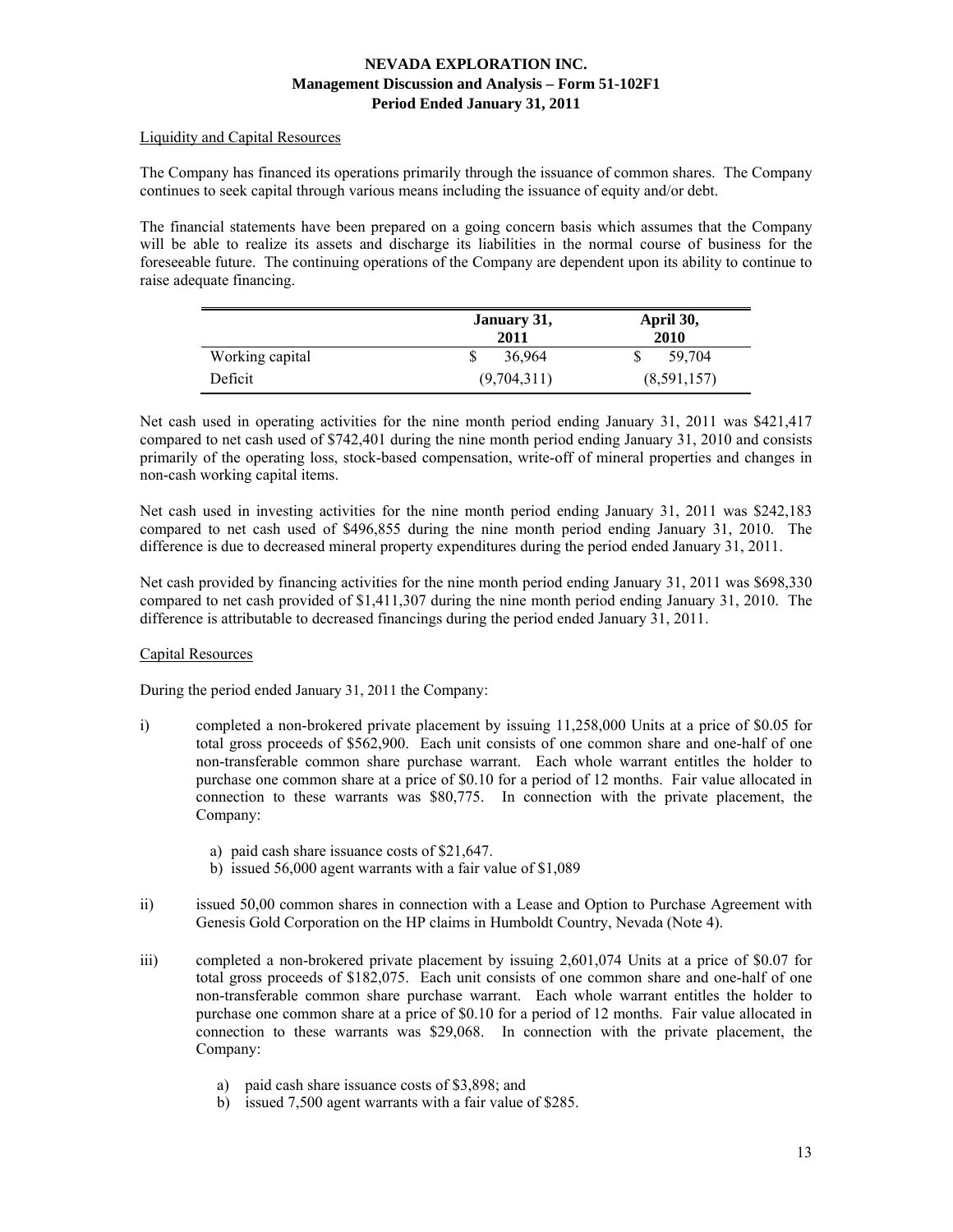# NEVADA EXPLORATION INC.
## Management Discussion and Analysis – Form 51-102F1
### Period Ended January 31, 2011

Liquidity and Capital Resources

The Company has financed its operations primarily through the issuance of common shares. The Company continues to seek capital through various means including the issuance of equity and/or debt.

The financial statements have been prepared on a going concern basis which assumes that the Company will be able to realize its assets and discharge its liabilities in the normal course of business for the foreseeable future. The continuing operations of the Company are dependent upon its ability to continue to raise adequate financing.

| | January 31, 2011 | April 30, 2010 |
|---|---|---|
| Working capital | $ 36,964 | $ 59,704 |
| Deficit | (9,704,311) | (8,591,157) |

Net cash used in operating activities for the nine month period ending January 31, 2011 was $421,417 compared to net cash used of $742,401 during the nine month period ending January 31, 2010 and consists primarily of the operating loss, stock-based compensation, write-off of mineral properties and changes in non-cash working capital items.

Net cash used in investing activities for the nine month period ending January 31, 2011 was $242,183 compared to net cash used of $496,855 during the nine month period ending January 31, 2010. The difference is due to decreased mineral property expenditures during the period ended January 31, 2011.

Net cash provided by financing activities for the nine month period ending January 31, 2011 was $698,330 compared to net cash provided of $1,411,307 during the nine month period ending January 31, 2010. The difference is attributable to decreased financings during the period ended January 31, 2011.

Capital Resources

During the period ended January 31, 2011 the Company:

i) completed a non-brokered private placement by issuing 11,258,000 Units at a price of $0.05 for total gross proceeds of $562,900. Each unit consists of one common share and one-half of one non-transferable common share purchase warrant. Each whole warrant entitles the holder to purchase one common share at a price of $0.10 for a period of 12 months. Fair value allocated in connection to these warrants was $80,775. In connection with the private placement, the Company:

    a) paid cash share issuance costs of $21,647.
    b) issued 56,000 agent warrants with a fair value of $1,089

ii) issued 50,00 common shares in connection with a Lease and Option to Purchase Agreement with Genesis Gold Corporation on the HP claims in Humboldt Country, Nevada (Note 4).

iii) completed a non-brokered private placement by issuing 2,601,074 Units at a price of $0.07 for total gross proceeds of $182,075. Each unit consists of one common share and one-half of one non-transferable common share purchase warrant. Each whole warrant entitles the holder to purchase one common share at a price of $0.10 for a period of 12 months. Fair value allocated in connection to these warrants was $29,068. In connection with the private placement, the Company:

    a) paid cash share issuance costs of $3,898; and
    b) issued 7,500 agent warrants with a fair value of $285.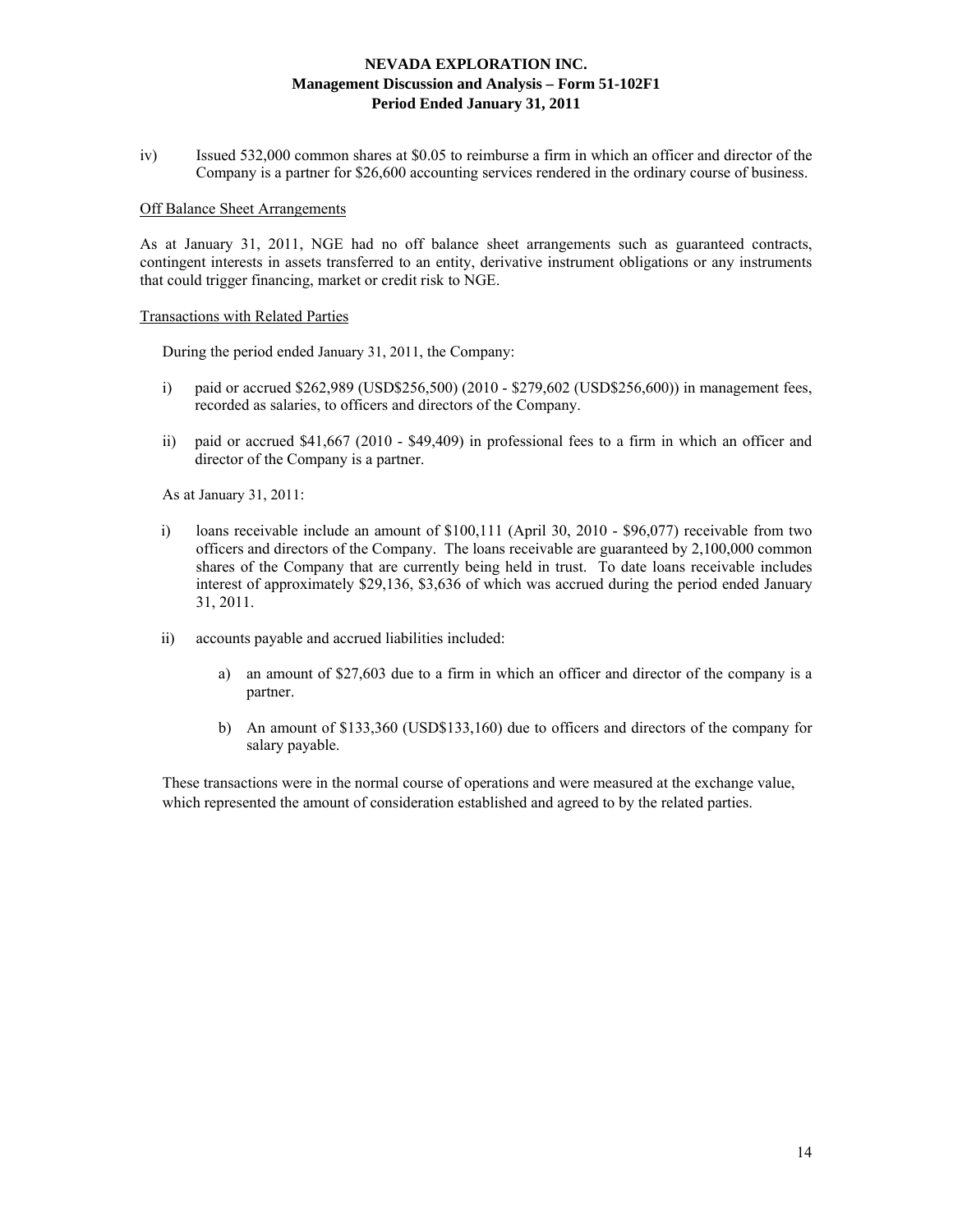iv) Issued 532,000 common shares at $0.05 to reimburse a firm in which an officer and director of the Company is a partner for $26,600 accounting services rendered in the ordinary course of business.

Off Balance Sheet Arrangements

As at January 31, 2011, NGE had no off balance sheet arrangements such as guaranteed contracts, contingent interests in assets transferred to an entity, derivative instrument obligations or any instruments that could trigger financing, market or credit risk to NGE.

Transactions with Related Parties

During the period ended January 31, 2011, the Company:

i) paid or accrued $262,989 (USD$256,500) (2010 - $279,602 (USD$256,600)) in management fees, recorded as salaries, to officers and directors of the Company.

ii) paid or accrued $41,667 (2010 - $49,409) in professional fees to a firm in which an officer and director of the Company is a partner.

As at January 31, 2011:

i) loans receivable include an amount of $100,111 (April 30, 2010 - $96,077) receivable from two officers and directors of the Company. The loans receivable are guaranteed by 2,100,000 common shares of the Company that are currently being held in trust. To date loans receivable includes interest of approximately $29,136, $3,636 of which was accrued during the period ended January 31, 2011.

ii) accounts payable and accrued liabilities included:

   a) an amount of $27,603 due to a firm in which an officer and director of the company is a partner.

   b) An amount of $133,360 (USD$133,160) due to officers and directors of the company for salary payable.

These transactions were in the normal course of operations and were measured at the exchange value, which represented the amount of consideration established and agreed to by the related parties.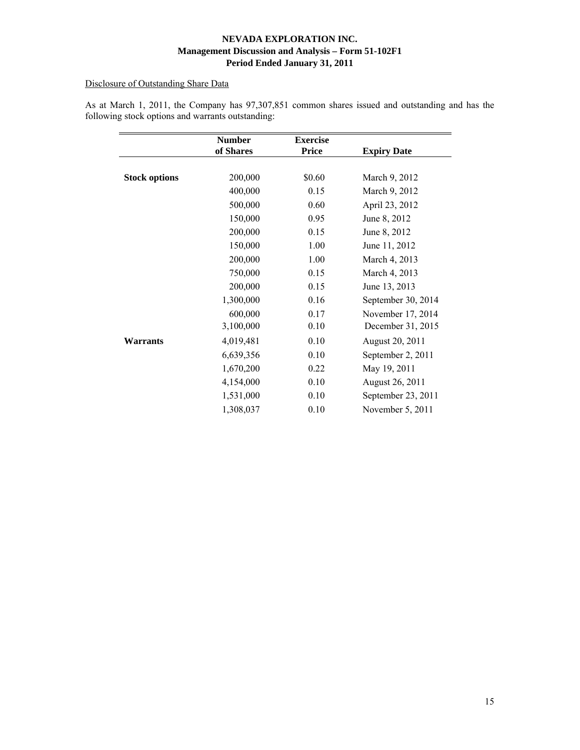Disclosure of Outstanding Share Data

As at March 1, 2011, the Company has 97,307,851 common shares issued and outstanding and has the following stock options and warrants outstanding:

| | Number of Shares | Exercise Price | Expiry Date |
|---|---|---|---|
| **Stock options** | 200,000 | $0.60 | March 9, 2012 |
| | 400,000 | 0.15 | March 9, 2012 |
| | 500,000 | 0.60 | April 23, 2012 |
| | 150,000 | 0.95 | June 8, 2012 |
| | 200,000 | 0.15 | June 8, 2012 |
| | 150,000 | 1.00 | June 11, 2012 |
| | 200,000 | 1.00 | March 4, 2013 |
| | 750,000 | 0.15 | March 4, 2013 |
| | 200,000 | 0.15 | June 13, 2013 |
| | 1,300,000 | 0.16 | September 30, 2014 |
| | 600,000 | 0.17 | November 17, 2014 |
| | 3,100,000 | 0.10 | December 31, 2015 |
| **Warrants** | 4,019,481 | 0.10 | August 20, 2011 |
| | 6,639,356 | 0.10 | September 2, 2011 |
| | 1,670,200 | 0.22 | May 19, 2011 |
| | 4,154,000 | 0.10 | August 26, 2011 |
| | 1,531,000 | 0.10 | September 23, 2011 |
| | 1,308,037 | 0.10 | November 5, 2011 |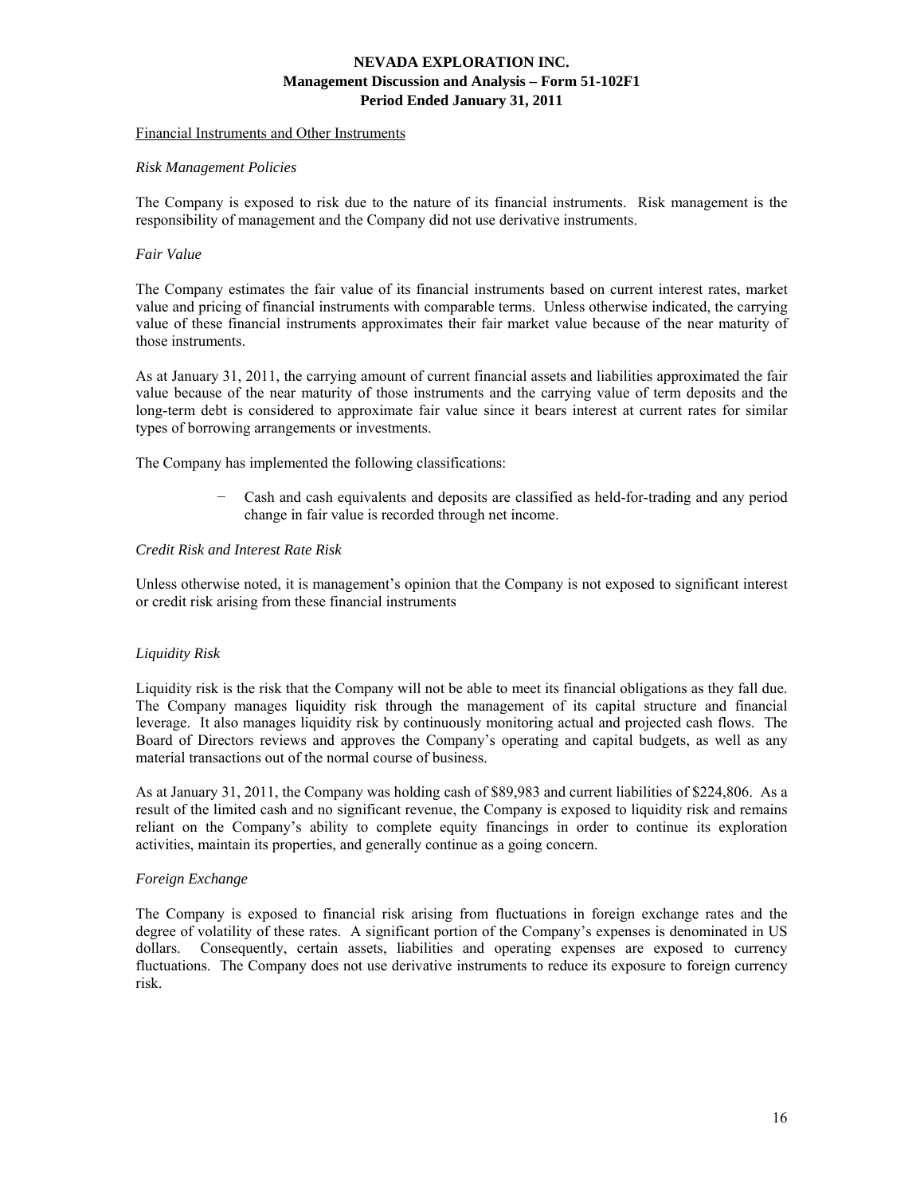Financial Instruments and Other Instruments

*Risk Management Policies*

The Company is exposed to risk due to the nature of its financial instruments. Risk management is the responsibility of management and the Company did not use derivative instruments.

*Fair Value*

The Company estimates the fair value of its financial instruments based on current interest rates, market value and pricing of financial instruments with comparable terms. Unless otherwise indicated, the carrying value of these financial instruments approximates their fair market value because of the near maturity of those instruments.

As at January 31, 2011, the carrying amount of current financial assets and liabilities approximated the fair value because of the near maturity of those instruments and the carrying value of term deposits and the long-term debt is considered to approximate fair value since it bears interest at current rates for similar types of borrowing arrangements or investments.

The Company has implemented the following classifications:

- Cash and cash equivalents and deposits are classified as held-for-trading and any period change in fair value is recorded through net income.

*Credit Risk and Interest Rate Risk*

Unless otherwise noted, it is management's opinion that the Company is not exposed to significant interest or credit risk arising from these financial instruments

*Liquidity Risk*

Liquidity risk is the risk that the Company will not be able to meet its financial obligations as they fall due. The Company manages liquidity risk through the management of its capital structure and financial leverage. It also manages liquidity risk by continuously monitoring actual and projected cash flows. The Board of Directors reviews and approves the Company's operating and capital budgets, as well as any material transactions out of the normal course of business.

As at January 31, 2011, the Company was holding cash of $89,983 and current liabilities of $224,806. As a result of the limited cash and no significant revenue, the Company is exposed to liquidity risk and remains reliant on the Company's ability to complete equity financings in order to continue its exploration activities, maintain its properties, and generally continue as a going concern.

*Foreign Exchange*

The Company is exposed to financial risk arising from fluctuations in foreign exchange rates and the degree of volatility of these rates. A significant portion of the Company's expenses is denominated in US dollars. Consequently, certain assets, liabilities and operating expenses are exposed to currency fluctuations. The Company does not use derivative instruments to reduce its exposure to foreign currency risk.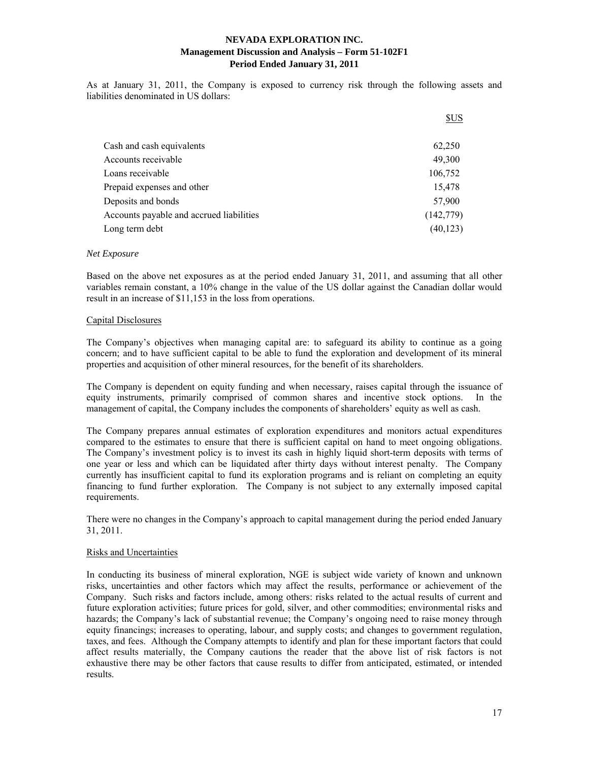As at January 31, 2011, the Company is exposed to currency risk through the following assets and liabilities denominated in US dollars:

| | $US |
|---|---|
| Cash and cash equivalents | 62,250 |
| Accounts receivable | 49,300 |
| Loans receivable | 106,752 |
| Prepaid expenses and other | 15,478 |
| Deposits and bonds | 57,900 |
| Accounts payable and accrued liabilities | (142,779) |
| Long term debt | (40,123) |

*Net Exposure*

Based on the above net exposures as at the period ended January 31, 2011, and assuming that all other variables remain constant, a 10% change in the value of the US dollar against the Canadian dollar would result in an increase of $11,153 in the loss from operations.

Capital Disclosures

The Company's objectives when managing capital are: to safeguard its ability to continue as a going concern; and to have sufficient capital to be able to fund the exploration and development of its mineral properties and acquisition of other mineral resources, for the benefit of its shareholders.

The Company is dependent on equity funding and when necessary, raises capital through the issuance of equity instruments, primarily comprised of common shares and incentive stock options. In the management of capital, the Company includes the components of shareholders' equity as well as cash.

The Company prepares annual estimates of exploration expenditures and monitors actual expenditures compared to the estimates to ensure that there is sufficient capital on hand to meet ongoing obligations. The Company's investment policy is to invest its cash in highly liquid short-term deposits with terms of one year or less and which can be liquidated after thirty days without interest penalty. The Company currently has insufficient capital to fund its exploration programs and is reliant on completing an equity financing to fund further exploration. The Company is not subject to any externally imposed capital requirements.

There were no changes in the Company's approach to capital management during the period ended January 31, 2011.

Risks and Uncertainties

In conducting its business of mineral exploration, NGE is subject wide variety of known and unknown risks, uncertainties and other factors which may affect the results, performance or achievement of the Company. Such risks and factors include, among others: risks related to the actual results of current and future exploration activities; future prices for gold, silver, and other commodities; environmental risks and hazards; the Company's lack of substantial revenue; the Company's ongoing need to raise money through equity financings; increases to operating, labour, and supply costs; and changes to government regulation, taxes, and fees. Although the Company attempts to identify and plan for these important factors that could affect results materially, the Company cautions the reader that the above list of risk factors is not exhaustive there may be other factors that cause results to differ from anticipated, estimated, or intended results.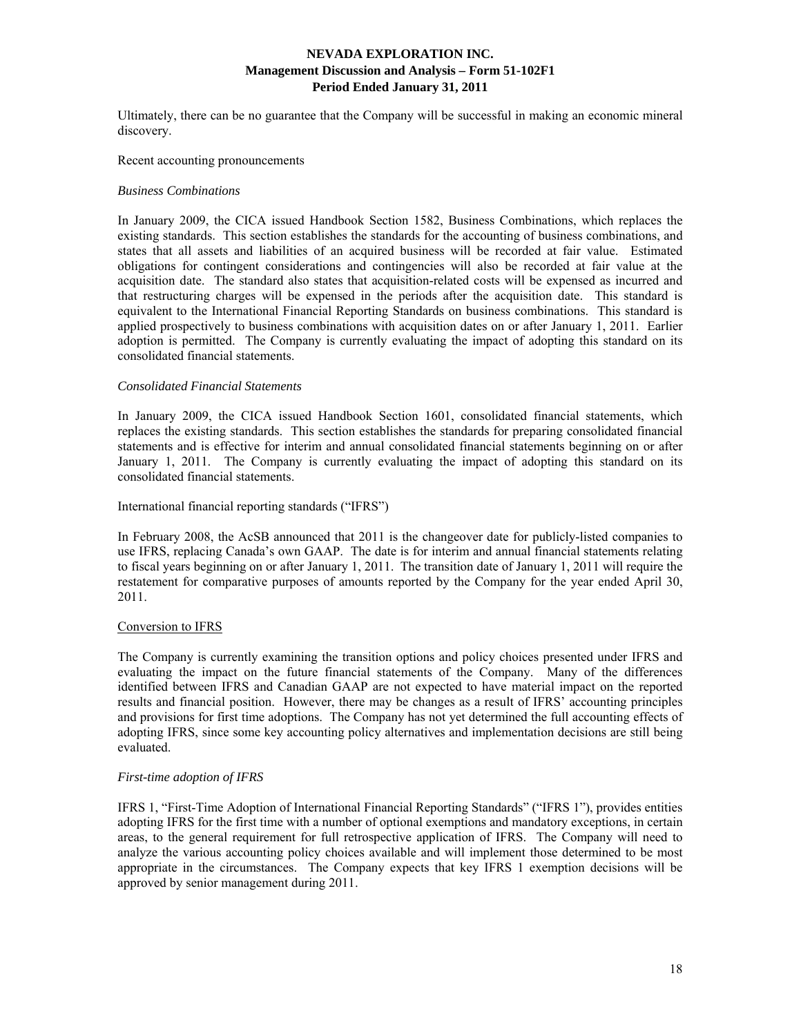Ultimately, there can be no guarantee that the Company will be successful in making an economic mineral discovery.

Recent accounting pronouncements

*Business Combinations*

In January 2009, the CICA issued Handbook Section 1582, Business Combinations, which replaces the existing standards. This section establishes the standards for the accounting of business combinations, and states that all assets and liabilities of an acquired business will be recorded at fair value. Estimated obligations for contingent considerations and contingencies will also be recorded at fair value at the acquisition date. The standard also states that acquisition-related costs will be expensed as incurred and that restructuring charges will be expensed in the periods after the acquisition date. This standard is equivalent to the International Financial Reporting Standards on business combinations. This standard is applied prospectively to business combinations with acquisition dates on or after January 1, 2011. Earlier adoption is permitted. The Company is currently evaluating the impact of adopting this standard on its consolidated financial statements.

*Consolidated Financial Statements*

In January 2009, the CICA issued Handbook Section 1601, consolidated financial statements, which replaces the existing standards. This section establishes the standards for preparing consolidated financial statements and is effective for interim and annual consolidated financial statements beginning on or after January 1, 2011. The Company is currently evaluating the impact of adopting this standard on its consolidated financial statements.

International financial reporting standards ("IFRS")

In February 2008, the AcSB announced that 2011 is the changeover date for publicly-listed companies to use IFRS, replacing Canada's own GAAP. The date is for interim and annual financial statements relating to fiscal years beginning on or after January 1, 2011. The transition date of January 1, 2011 will require the restatement for comparative purposes of amounts reported by the Company for the year ended April 30, 2011.

Conversion to IFRS

The Company is currently examining the transition options and policy choices presented under IFRS and evaluating the impact on the future financial statements of the Company. Many of the differences identified between IFRS and Canadian GAAP are not expected to have material impact on the reported results and financial position. However, there may be changes as a result of IFRS' accounting principles and provisions for first time adoptions. The Company has not yet determined the full accounting effects of adopting IFRS, since some key accounting policy alternatives and implementation decisions are still being evaluated.

*First-time adoption of IFRS*

IFRS 1, "First-Time Adoption of International Financial Reporting Standards" ("IFRS 1"), provides entities adopting IFRS for the first time with a number of optional exemptions and mandatory exceptions, in certain areas, to the general requirement for full retrospective application of IFRS. The Company will need to analyze the various accounting policy choices available and will implement those determined to be most appropriate in the circumstances. The Company expects that key IFRS 1 exemption decisions will be approved by senior management during 2011.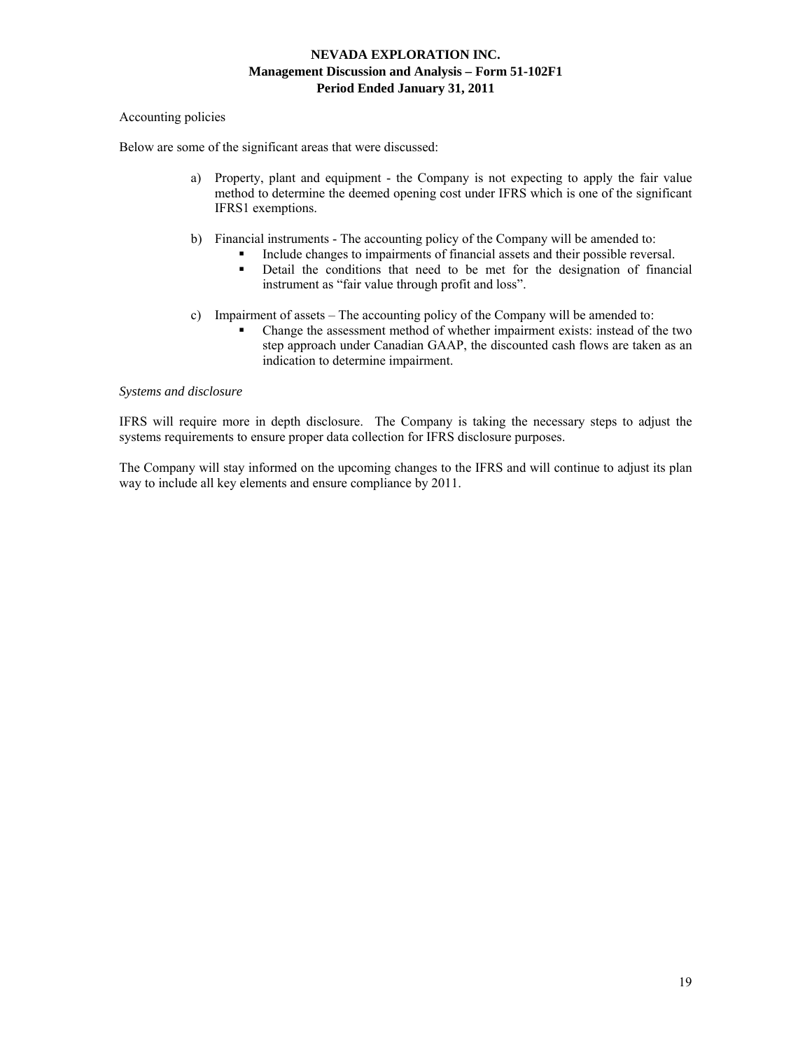Accounting policies

Below are some of the significant areas that were discussed:

a) Property, plant and equipment - the Company is not expecting to apply the fair value method to determine the deemed opening cost under IFRS which is one of the significant IFRS1 exemptions.

b) Financial instruments - The accounting policy of the Company will be amended to:
   - Include changes to impairments of financial assets and their possible reversal.
   - Detail the conditions that need to be met for the designation of financial instrument as "fair value through profit and loss".

c) Impairment of assets – The accounting policy of the Company will be amended to:
   - Change the assessment method of whether impairment exists: instead of the two step approach under Canadian GAAP, the discounted cash flows are taken as an indication to determine impairment.

*Systems and disclosure*

IFRS will require more in depth disclosure. The Company is taking the necessary steps to adjust the systems requirements to ensure proper data collection for IFRS disclosure purposes.

The Company will stay informed on the upcoming changes to the IFRS and will continue to adjust its plan way to include all key elements and ensure compliance by 2011.